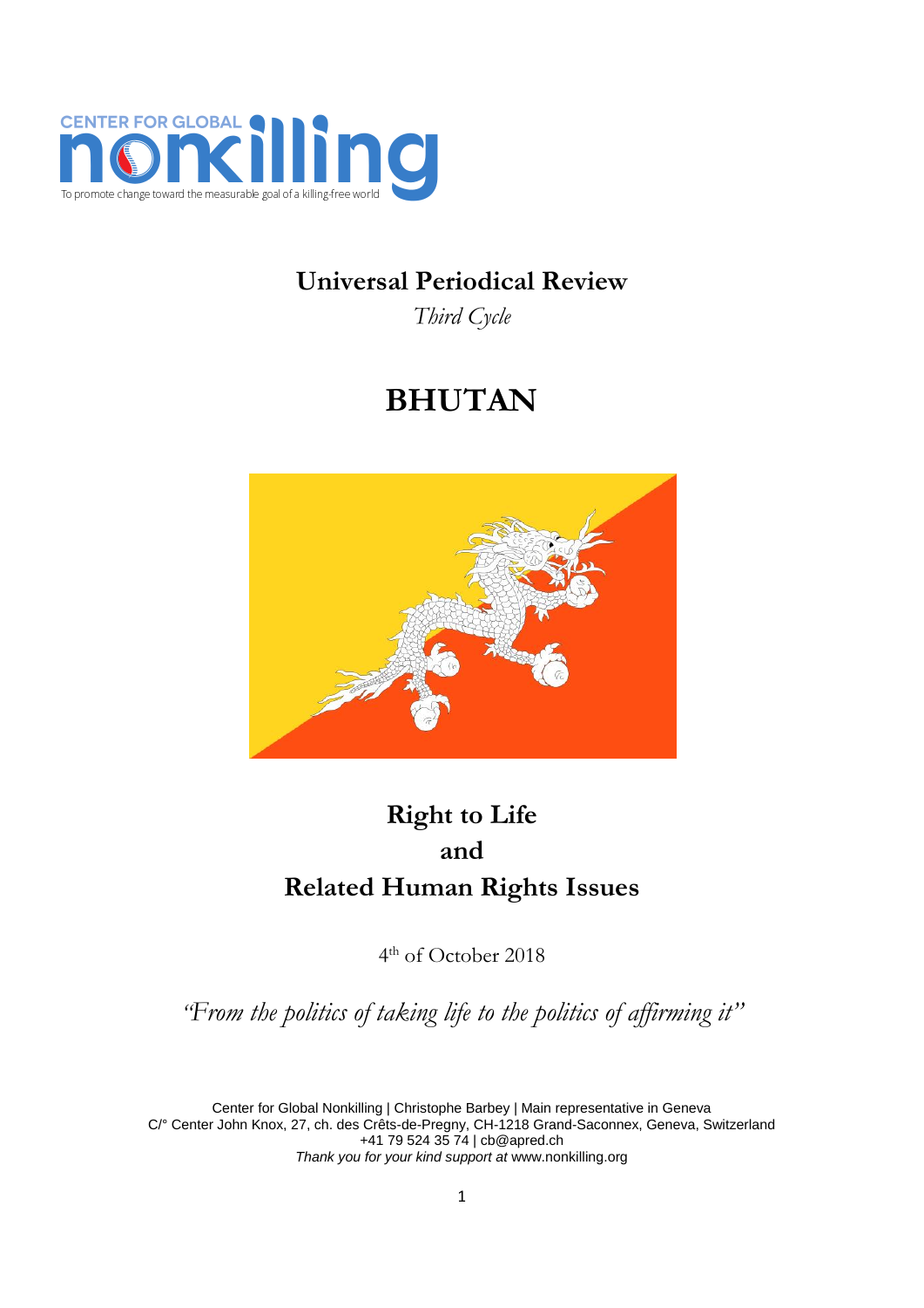CENTER FOR GLOBAL nonkilling

To promote change toward the measurable goal of a killing-free world

# Universal Periodical Review

*Third Cycle*

# BHUTAN

# Right to Life and Related Human Rights Issues

4th of October 2018

*"From the politics of taking life to the politics of affirming it"*

Center for Global Nonkilling | Christophe Barbey | Main representative in Geneva
C/° Center John Knox, 27, ch. des Crêts-de-Pregny, CH-1218 Grand-Saconnex, Geneva, Switzerland
+41 79 524 35 74 | cb@apred.ch
*Thank you for your kind support at* www.nonkilling.org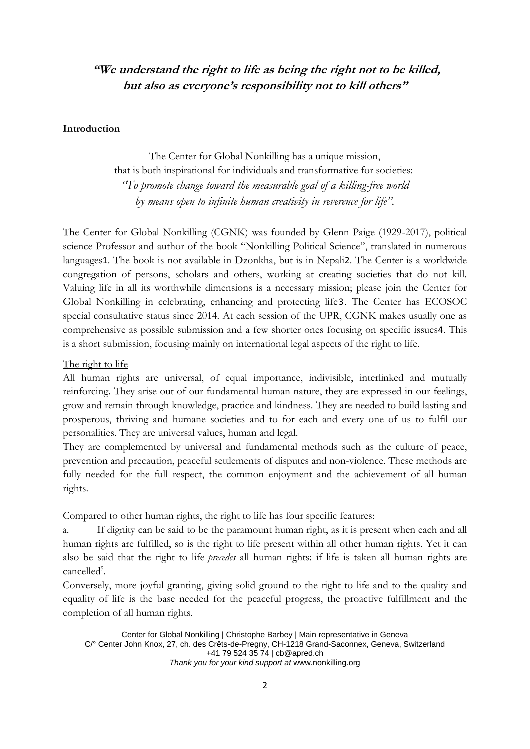**"We understand the right to life as being the right not to be killed, but also as everyone's responsibility not to kill others"**

## Introduction

The Center for Global Nonkilling has a unique mission,
that is both inspirational for individuals and transformative for societies:
*"To promote change toward the measurable goal of a killing-free world by means open to infinite human creativity in reverence for life".*

The Center for Global Nonkilling (CGNK) was founded by Glenn Paige (1929-2017), political science Professor and author of the book "Nonkilling Political Science", translated in numerous languages[1]. The book is not available in Dzonkha, but is in Nepali[2]. The Center is a worldwide congregation of persons, scholars and others, working at creating societies that do not kill. Valuing life in all its worthwhile dimensions is a necessary mission; please join the Center for Global Nonkilling in celebrating, enhancing and protecting life[3]. The Center has ECOSOC special consultative status since 2014. At each session of the UPR, CGNK makes usually one as comprehensive as possible submission and a few shorter ones focusing on specific issues[4]. This is a short submission, focusing mainly on international legal aspects of the right to life.

### The right to life

All human rights are universal, of equal importance, indivisible, interlinked and mutually reinforcing. They arise out of our fundamental human nature, they are expressed in our feelings, grow and remain through knowledge, practice and kindness. They are needed to build lasting and prosperous, thriving and humane societies and to for each and every one of us to fulfil our personalities. They are universal values, human and legal.

They are complemented by universal and fundamental methods such as the culture of peace, prevention and precaution, peaceful settlements of disputes and non-violence. These methods are fully needed for the full respect, the common enjoyment and the achievement of all human rights.

Compared to other human rights, the right to life has four specific features:

a. If dignity can be said to be the paramount human right, as it is present when each and all human rights are fulfilled, so is the right to life present within all other human rights. Yet it can also be said that the right to life *precedes* all human rights: if life is taken all human rights are cancelled[5].

Conversely, more joyful granting, giving solid ground to the right to life and to the quality and equality of life is the base needed for the peaceful progress, the proactive fulfillment and the completion of all human rights.

Center for Global Nonkilling | Christophe Barbey | Main representative in Geneva
C/° Center John Knox, 27, ch. des Crêts-de-Pregny, CH-1218 Grand-Saconnex, Geneva, Switzerland
+41 79 524 35 74 | cb@apred.ch
*Thank you for your kind support at* www.nonkilling.org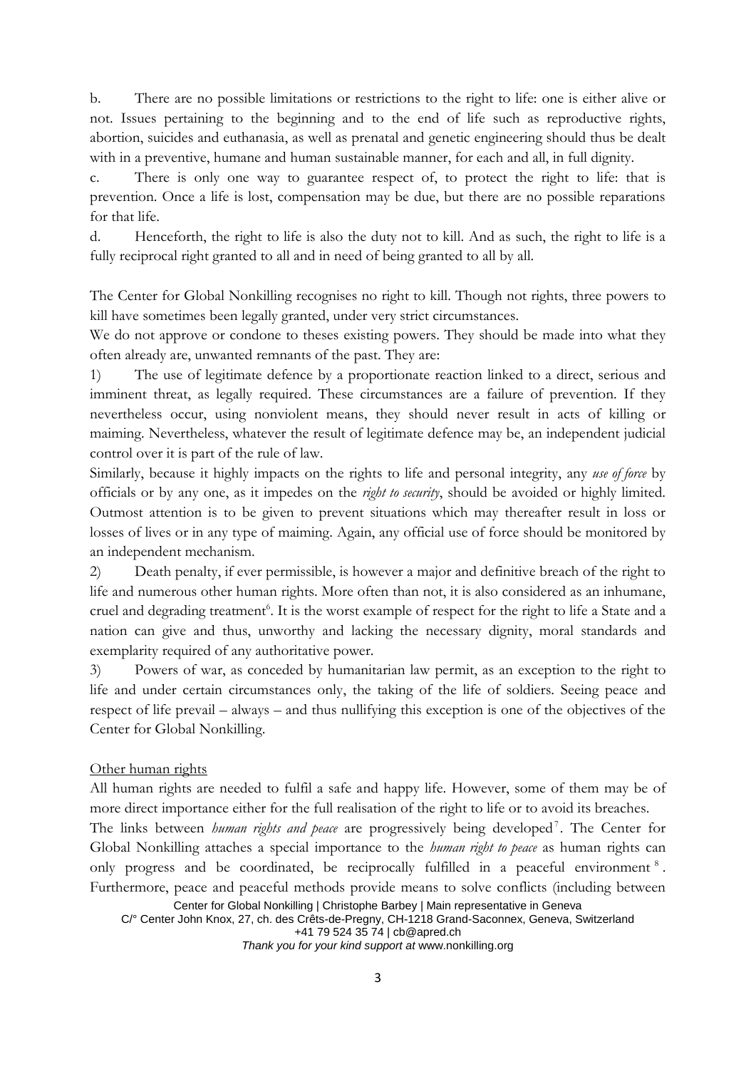b. There are no possible limitations or restrictions to the right to life: one is either alive or not. Issues pertaining to the beginning and to the end of life such as reproductive rights, abortion, suicides and euthanasia, as well as prenatal and genetic engineering should thus be dealt with in a preventive, humane and human sustainable manner, for each and all, in full dignity.

c. There is only one way to guarantee respect of, to protect the right to life: that is prevention. Once a life is lost, compensation may be due, but there are no possible reparations for that life.

d. Henceforth, the right to life is also the duty not to kill. And as such, the right to life is a fully reciprocal right granted to all and in need of being granted to all by all.

The Center for Global Nonkilling recognises no right to kill. Though not rights, three powers to kill have sometimes been legally granted, under very strict circumstances.

We do not approve or condone to theses existing powers. They should be made into what they often already are, unwanted remnants of the past. They are:

1) The use of legitimate defence by a proportionate reaction linked to a direct, serious and imminent threat, as legally required. These circumstances are a failure of prevention. If they nevertheless occur, using nonviolent means, they should never result in acts of killing or maiming. Nevertheless, whatever the result of legitimate defence may be, an independent judicial control over it is part of the rule of law.

Similarly, because it highly impacts on the rights to life and personal integrity, any *use of force* by officials or by any one, as it impedes on the *right to security*, should be avoided or highly limited. Outmost attention is to be given to prevent situations which may thereafter result in loss or losses of lives or in any type of maiming. Again, any official use of force should be monitored by an independent mechanism.

2) Death penalty, if ever permissible, is however a major and definitive breach of the right to life and numerous other human rights. More often than not, it is also considered as an inhumane, cruel and degrading treatment[6]. It is the worst example of respect for the right to life a State and a nation can give and thus, unworthy and lacking the necessary dignity, moral standards and exemplarity required of any authoritative power.

3) Powers of war, as conceded by humanitarian law permit, as an exception to the right to life and under certain circumstances only, the taking of the life of soldiers. Seeing peace and respect of life prevail – always – and thus nullifying this exception is one of the objectives of the Center for Global Nonkilling.

<u>Other human rights</u>

All human rights are needed to fulfil a safe and happy life. However, some of them may be of more direct importance either for the full realisation of the right to life or to avoid its breaches.

The links between *human rights and peace* are progressively being developed[7]. The Center for Global Nonkilling attaches a special importance to the *human right to peace* as human rights can only progress and be coordinated, be reciprocally fulfilled in a peaceful environment[8]. Furthermore, peace and peaceful methods provide means to solve conflicts (including between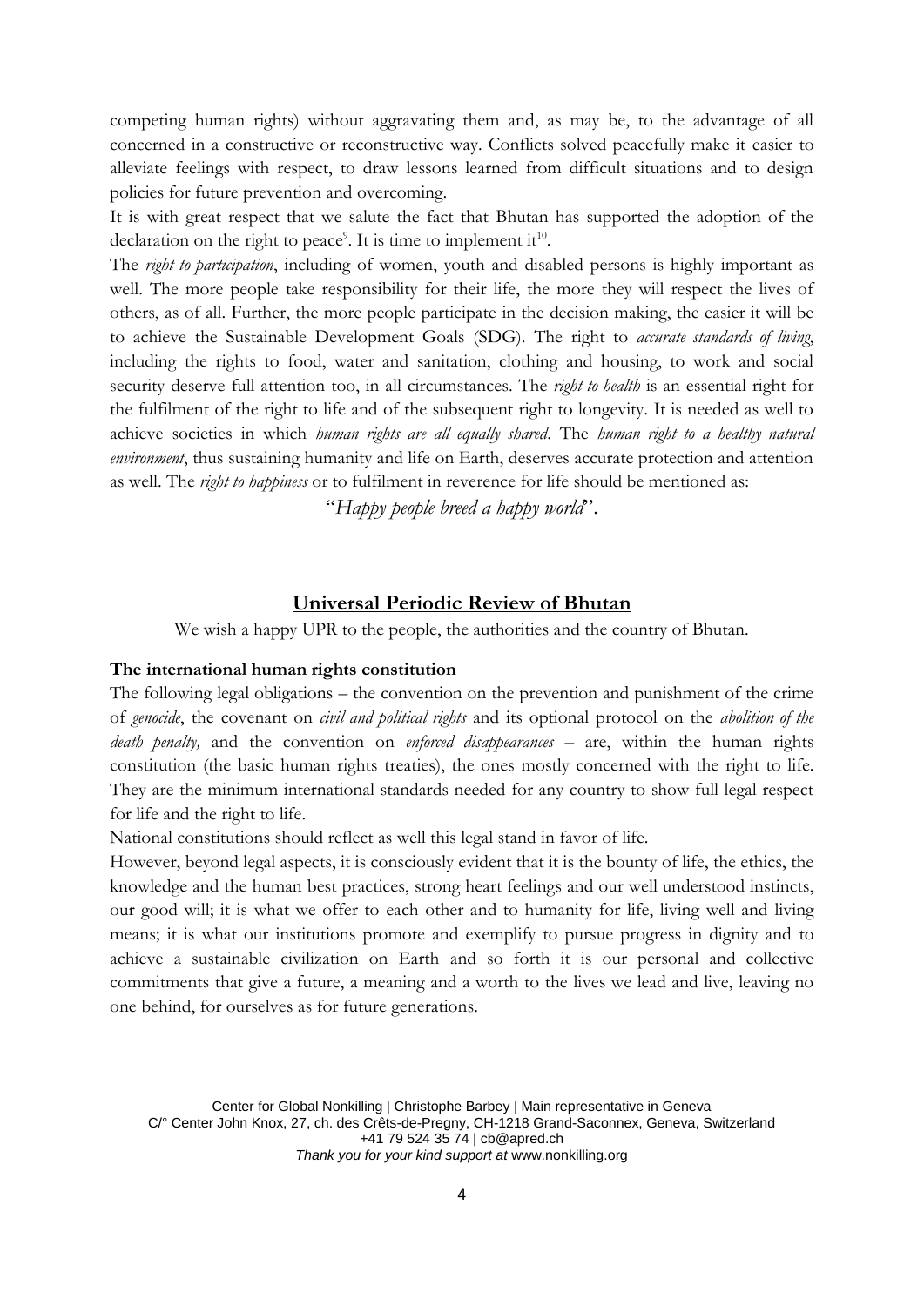competing human rights) without aggravating them and, as may be, to the advantage of all concerned in a constructive or reconstructive way. Conflicts solved peacefully make it easier to alleviate feelings with respect, to draw lessons learned from difficult situations and to design policies for future prevention and overcoming.

It is with great respect that we salute the fact that Bhutan has supported the adoption of the declaration on the right to peace[9]. It is time to implement it[10].

The *right to participation*, including of women, youth and disabled persons is highly important as well. The more people take responsibility for their life, the more they will respect the lives of others, as of all. Further, the more people participate in the decision making, the easier it will be to achieve the Sustainable Development Goals (SDG). The right to *accurate standards of living*, including the rights to food, water and sanitation, clothing and housing, to work and social security deserve full attention too, in all circumstances. The *right to health* is an essential right for the fulfilment of the right to life and of the subsequent right to longevity. It is needed as well to achieve societies in which *human rights are all equally shared*. The *human right to a healthy natural environment*, thus sustaining humanity and life on Earth, deserves accurate protection and attention as well. The *right to happiness* or to fulfilment in reverence for life should be mentioned as:

"*Happy people breed a happy world*".

## Universal Periodic Review of Bhutan

We wish a happy UPR to the people, the authorities and the country of Bhutan.

**The international human rights constitution**

The following legal obligations – the convention on the prevention and punishment of the crime of *genocide*, the covenant on *civil and political rights* and its optional protocol on the *abolition of the death penalty,* and the convention on *enforced disappearances* – are, within the human rights constitution (the basic human rights treaties), the ones mostly concerned with the right to life. They are the minimum international standards needed for any country to show full legal respect for life and the right to life.

National constitutions should reflect as well this legal stand in favor of life.

However, beyond legal aspects, it is consciously evident that it is the bounty of life, the ethics, the knowledge and the human best practices, strong heart feelings and our well understood instincts, our good will; it is what we offer to each other and to humanity for life, living well and living means; it is what our institutions promote and exemplify to pursue progress in dignity and to achieve a sustainable civilization on Earth and so forth it is our personal and collective commitments that give a future, a meaning and a worth to the lives we lead and live, leaving no one behind, for ourselves as for future generations.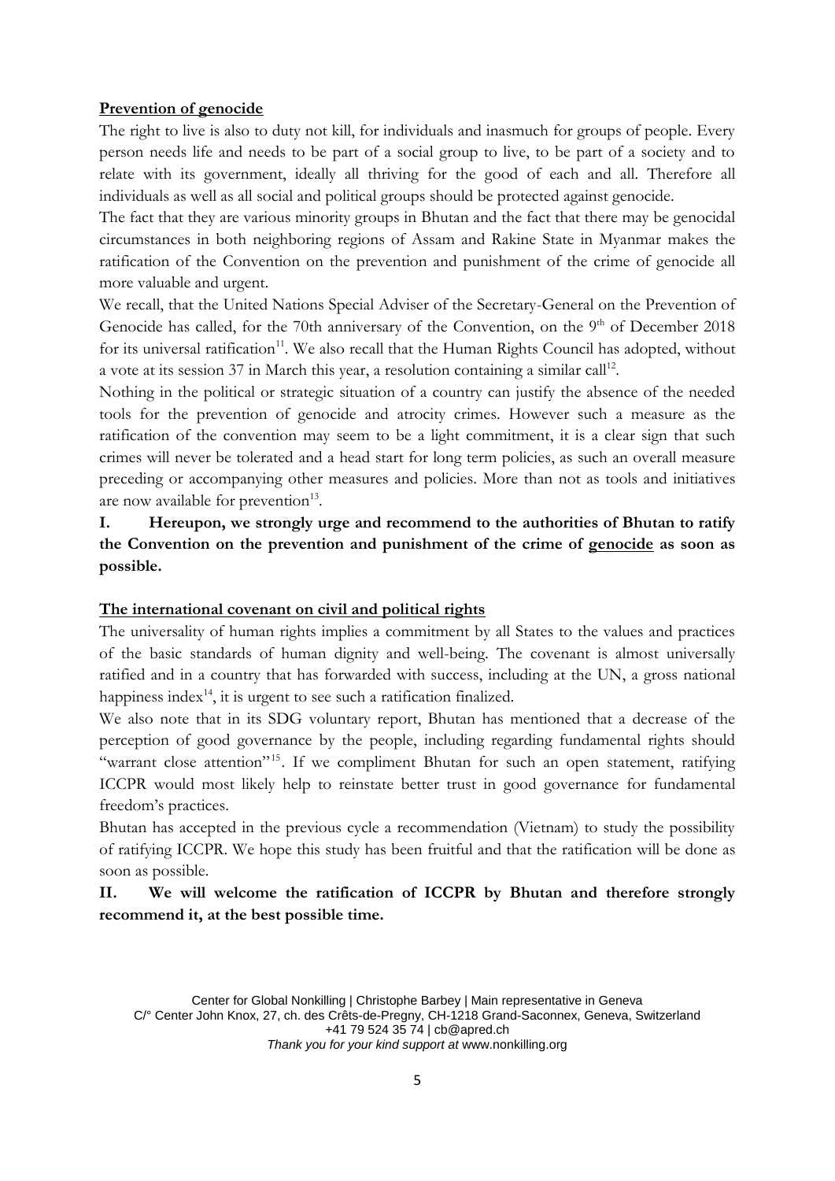**Prevention of genocide**

The right to live is also to duty not kill, for individuals and inasmuch for groups of people. Every person needs life and needs to be part of a social group to live, to be part of a society and to relate with its government, ideally all thriving for the good of each and all. Therefore all individuals as well as all social and political groups should be protected against genocide.

The fact that they are various minority groups in Bhutan and the fact that there may be genocidal circumstances in both neighboring regions of Assam and Rakine State in Myanmar makes the ratification of the Convention on the prevention and punishment of the crime of genocide all more valuable and urgent.

We recall, that the United Nations Special Adviser of the Secretary-General on the Prevention of Genocide has called, for the 70th anniversary of the Convention, on the 9th of December 2018 for its universal ratification[11]. We also recall that the Human Rights Council has adopted, without a vote at its session 37 in March this year, a resolution containing a similar call[12].

Nothing in the political or strategic situation of a country can justify the absence of the needed tools for the prevention of genocide and atrocity crimes. However such a measure as the ratification of the convention may seem to be a light commitment, it is a clear sign that such crimes will never be tolerated and a head start for long term policies, as such an overall measure preceding or accompanying other measures and policies. More than not as tools and initiatives are now available for prevention[13].

**I. Hereupon, we strongly urge and recommend to the authorities of Bhutan to ratify the Convention on the prevention and punishment of the crime of genocide as soon as possible.**

**The international covenant on civil and political rights**

The universality of human rights implies a commitment by all States to the values and practices of the basic standards of human dignity and well-being. The covenant is almost universally ratified and in a country that has forwarded with success, including at the UN, a gross national happiness index[14], it is urgent to see such a ratification finalized.

We also note that in its SDG voluntary report, Bhutan has mentioned that a decrease of the perception of good governance by the people, including regarding fundamental rights should "warrant close attention"[15]. If we compliment Bhutan for such an open statement, ratifying ICCPR would most likely help to reinstate better trust in good governance for fundamental freedom's practices.

Bhutan has accepted in the previous cycle a recommendation (Vietnam) to study the possibility of ratifying ICCPR. We hope this study has been fruitful and that the ratification will be done as soon as possible.

**II. We will welcome the ratification of ICCPR by Bhutan and therefore strongly recommend it, at the best possible time.**

Center for Global Nonkilling | Christophe Barbey | Main representative in Geneva
C/° Center John Knox, 27, ch. des Crêts-de-Pregny, CH-1218 Grand-Saconnex, Geneva, Switzerland
+41 79 524 35 74 | cb@apred.ch
*Thank you for your kind support at* www.nonkilling.org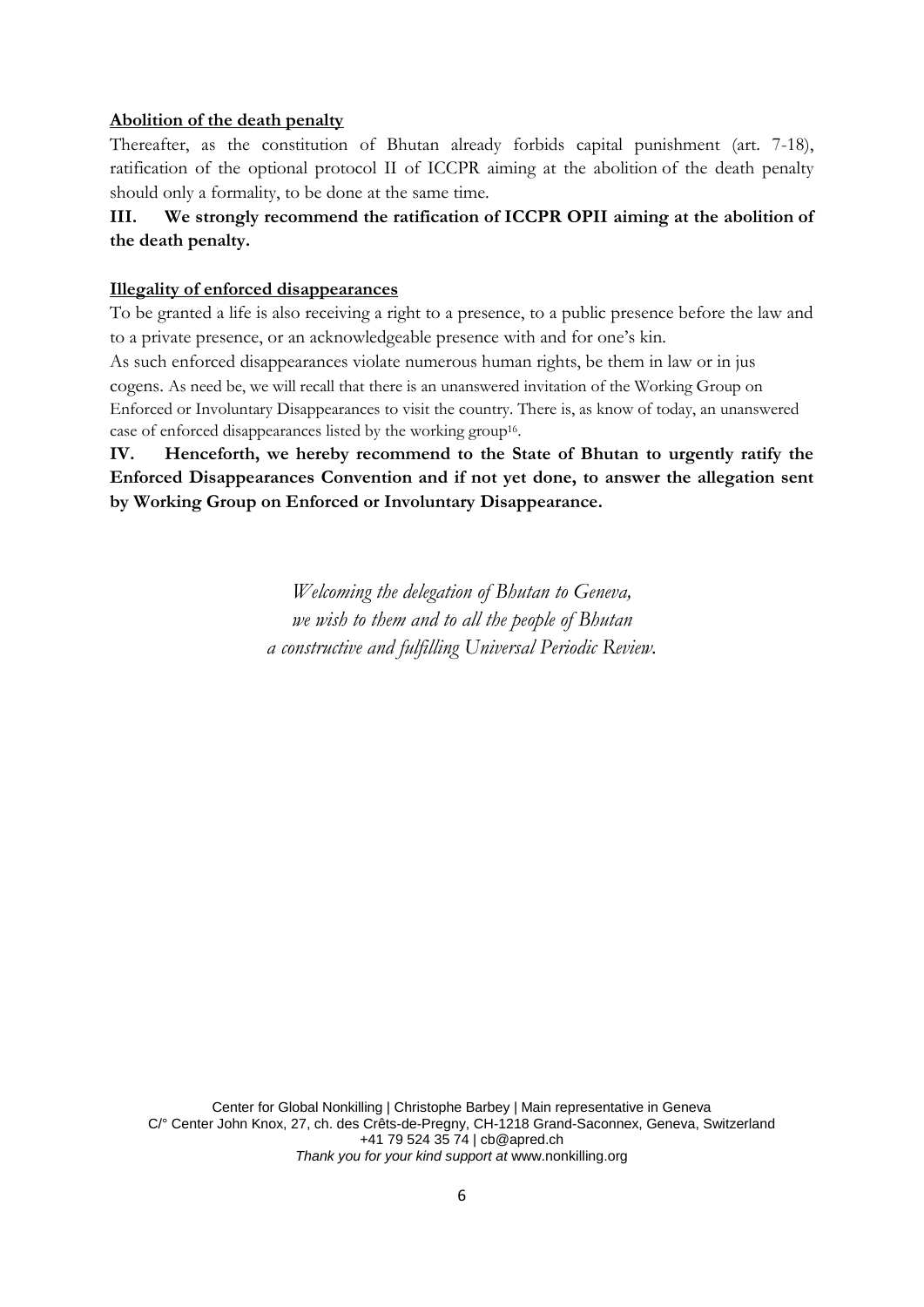**Abolition of the death penalty**

Thereafter, as the constitution of Bhutan already forbids capital punishment (art. 7-18), ratification of the optional protocol II of ICCPR aiming at the abolition of the death penalty should only a formality, to be done at the same time.

**III. We strongly recommend the ratification of ICCPR OPII aiming at the abolition of the death penalty.**

**Illegality of enforced disappearances**

To be granted a life is also receiving a right to a presence, to a public presence before the law and to a private presence, or an acknowledgeable presence with and for one's kin.

As such enforced disappearances violate numerous human rights, be them in law or in jus cogens. As need be, we will recall that there is an unanswered invitation of the Working Group on Enforced or Involuntary Disappearances to visit the country. There is, as know of today, an unanswered case of enforced disappearances listed by the working group[16].

**IV. Henceforth, we hereby recommend to the State of Bhutan to urgently ratify the Enforced Disappearances Convention and if not yet done, to answer the allegation sent by Working Group on Enforced or Involuntary Disappearance.**

*Welcoming the delegation of Bhutan to Geneva,*
*we wish to them and to all the people of Bhutan*
*a constructive and fulfilling Universal Periodic Review.*

Center for Global Nonkilling | Christophe Barbey | Main representative in Geneva
C/° Center John Knox, 27, ch. des Crêts-de-Pregny, CH-1218 Grand-Saconnex, Geneva, Switzerland
+41 79 524 35 74 | cb@apred.ch
*Thank you for your kind support at* www.nonkilling.org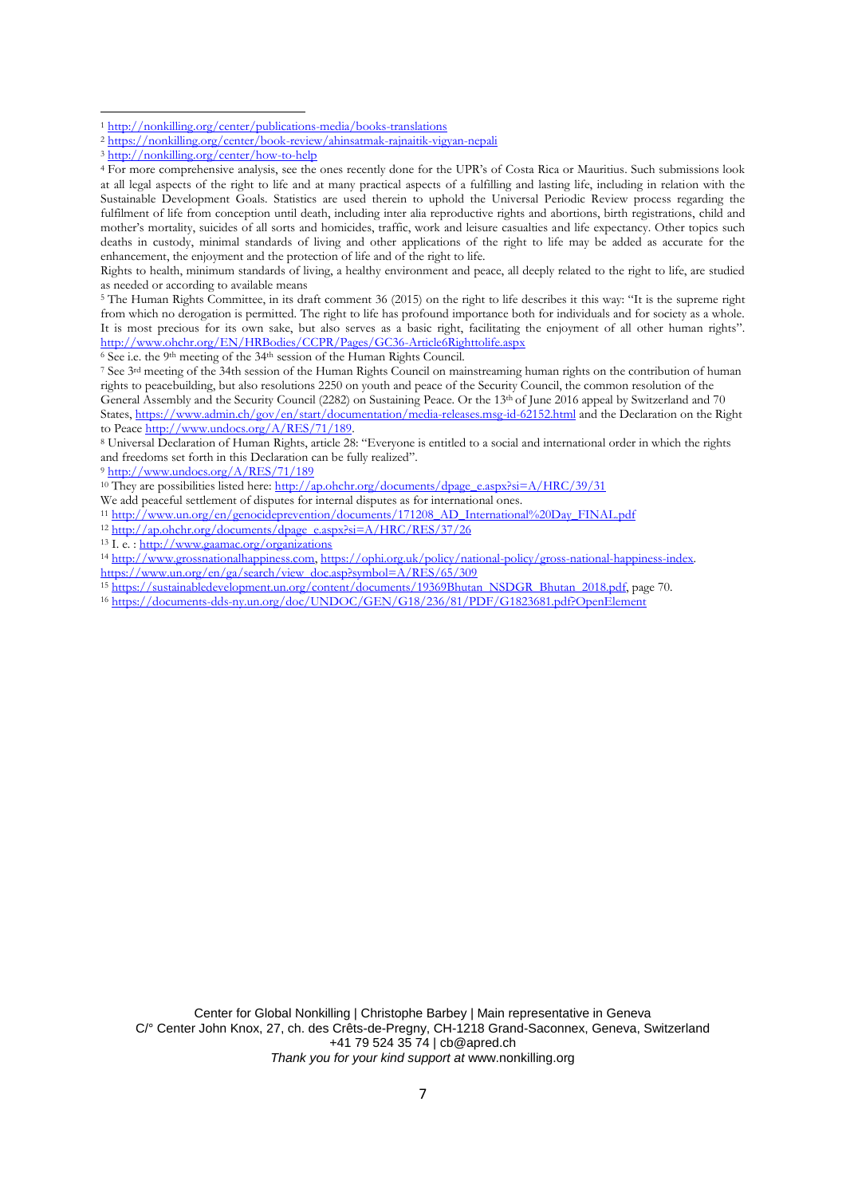[1] http://nonkilling.org/center/publications-media/books-translations

[2] https://nonkilling.org/center/book-review/ahinsatmak-rajnaitik-vigyan-nepali

[3] http://nonkilling.org/center/how-to-help

[4] For more comprehensive analysis, see the ones recently done for the UPR's of Costa Rica or Mauritius. Such submissions look at all legal aspects of the right to life and at many practical aspects of a fulfilling and lasting life, including in relation with the Sustainable Development Goals. Statistics are used therein to uphold the Universal Periodic Review process regarding the fulfilment of life from conception until death, including inter alia reproductive rights and abortions, birth registrations, child and mother's mortality, suicides of all sorts and homicides, traffic, work and leisure casualties and life expectancy. Other topics such deaths in custody, minimal standards of living and other applications of the right to life may be added as accurate for the enhancement, the enjoyment and the protection of life and of the right to life.

Rights to health, minimum standards of living, a healthy environment and peace, all deeply related to the right to life, are studied as needed or according to available means

[5] The Human Rights Committee, in its draft comment 36 (2015) on the right to life describes it this way: "It is the supreme right from which no derogation is permitted. The right to life has profound importance both for individuals and for society as a whole. It is most precious for its own sake, but also serves as a basic right, facilitating the enjoyment of all other human rights". http://www.ohchr.org/EN/HRBodies/CCPR/Pages/GC36-Article6Righttolife.aspx

[6] See i.e. the 9th meeting of the 34th session of the Human Rights Council.

[7] See 3rd meeting of the 34th session of the Human Rights Council on mainstreaming human rights on the contribution of human rights to peacebuilding, but also resolutions 2250 on youth and peace of the Security Council, the common resolution of the General Assembly and the Security Council (2282) on Sustaining Peace. Or the 13th of June 2016 appeal by Switzerland and 70 States, https://www.admin.ch/gov/en/start/documentation/media-releases.msg-id-62152.html and the Declaration on the Right to Peace http://www.undocs.org/A/RES/71/189.

[8] Universal Declaration of Human Rights, article 28: "Everyone is entitled to a social and international order in which the rights and freedoms set forth in this Declaration can be fully realized".

[9] http://www.undocs.org/A/RES/71/189

[10] They are possibilities listed here: http://ap.ohchr.org/documents/dpage_e.aspx?si=A/HRC/39/31

We add peaceful settlement of disputes for internal disputes as for international ones.

[11] http://www.un.org/en/genocideprevention/documents/171208_AD_International%20Day_FINAL.pdf

[12] http://ap.ohchr.org/documents/dpage_e.aspx?si=A/HRC/RES/37/26

[13] I. e. : http://www.gaamac.org/organizations

[14] http://www.grossnationalhappiness.com, https://ophi.org.uk/policy/national-policy/gross-national-happiness-index. https://www.un.org/en/ga/search/view_doc.asp?symbol=A/RES/65/309

[15] https://sustainabledevelopment.un.org/content/documents/19369Bhutan_NSDGR_Bhutan_2018.pdf, page 70.

[16] https://documents-dds-ny.un.org/doc/UNDOC/GEN/G18/236/81/PDF/G1823681.pdf?OpenElement

Center for Global Nonkilling | Christophe Barbey | Main representative in Geneva
C/° Center John Knox, 27, ch. des Crêts-de-Pregny, CH-1218 Grand-Saconnex, Geneva, Switzerland
+41 79 524 35 74 | cb@apred.ch
*Thank you for your kind support at* www.nonkilling.org